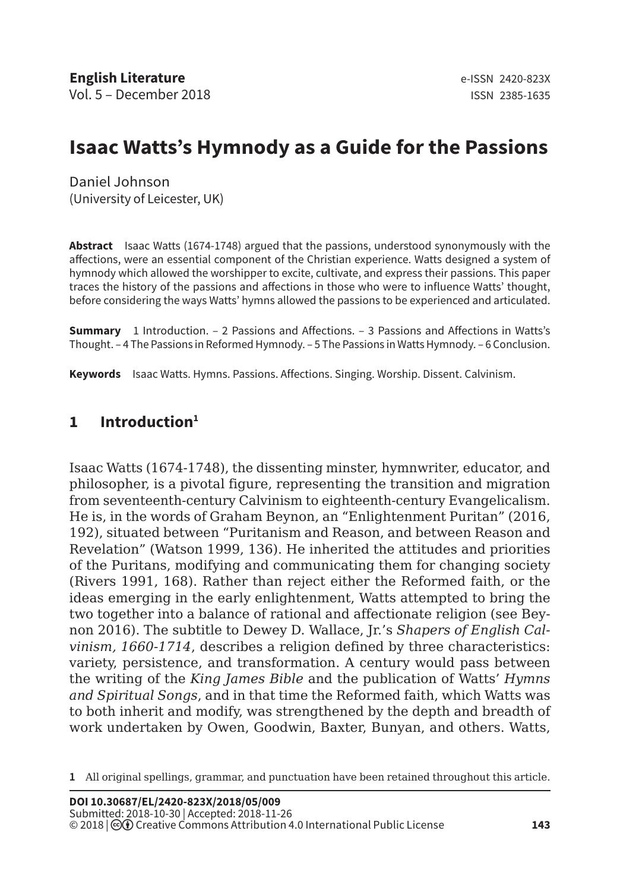# Isaac Watts's Hymnody as a Guide for the Passions

Daniel Johnson
(University of Leicester, UK)

**Abstract** Isaac Watts (1674-1748) argued that the passions, understood synonymously with the affections, were an essential component of the Christian experience. Watts designed a system of hymnody which allowed the worshipper to excite, cultivate, and express their passions. This paper traces the history of the passions and affections in those who were to influence Watts' thought, before considering the ways Watts' hymns allowed the passions to be experienced and articulated.

**Summary** 1 Introduction. – 2 Passions and Affections. – 3 Passions and Affections in Watts's Thought. – 4 The Passions in Reformed Hymnody. – 5 The Passions in Watts Hymnody. – 6 Conclusion.

**Keywords** Isaac Watts. Hymns. Passions. Affections. Singing. Worship. Dissent. Calvinism.

## 1 Introduction[1]

Isaac Watts (1674-1748), the dissenting minster, hymnwriter, educator, and philosopher, is a pivotal figure, representing the transition and migration from seventeenth-century Calvinism to eighteenth-century Evangelicalism. He is, in the words of Graham Beynon, an "Enlightenment Puritan" (2016, 192), situated between "Puritanism and Reason, and between Reason and Revelation" (Watson 1999, 136). He inherited the attitudes and priorities of the Puritans, modifying and communicating them for changing society (Rivers 1991, 168). Rather than reject either the Reformed faith, or the ideas emerging in the early enlightenment, Watts attempted to bring the two together into a balance of rational and affectionate religion (see Beynon 2016). The subtitle to Dewey D. Wallace, Jr.'s *Shapers of English Calvinism, 1660-1714*, describes a religion defined by three characteristics: variety, persistence, and transformation. A century would pass between the writing of the *King James Bible* and the publication of Watts' *Hymns and Spiritual Songs*, and in that time the Reformed faith, which Watts was to both inherit and modify, was strengthened by the depth and breadth of work undertaken by Owen, Goodwin, Baxter, Bunyan, and others. Watts,

1 All original spellings, grammar, and punctuation have been retained throughout this article.

**DOI 10.30687/EL/2420-823X/2018/05/009**
Submitted: 2018-10-30 | Accepted: 2018-11-26
© 2018 | Creative Commons Attribution 4.0 International Public License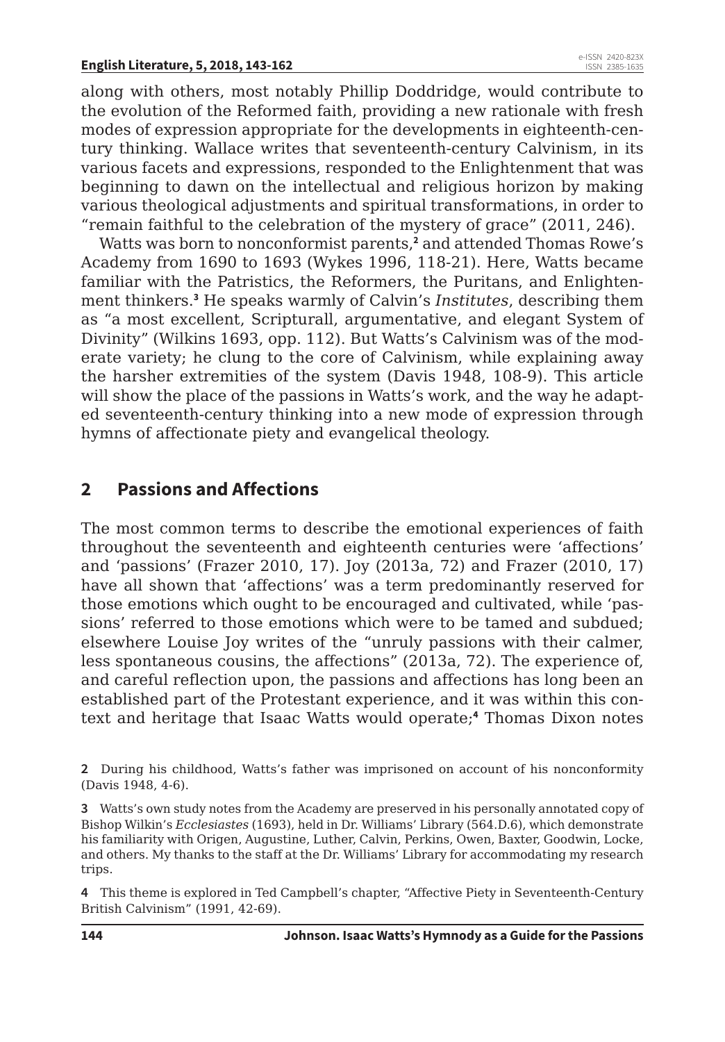along with others, most notably Phillip Doddridge, would contribute to the evolution of the Reformed faith, providing a new rationale with fresh modes of expression appropriate for the developments in eighteenth-century thinking. Wallace writes that seventeenth-century Calvinism, in its various facets and expressions, responded to the Enlightenment that was beginning to dawn on the intellectual and religious horizon by making various theological adjustments and spiritual transformations, in order to "remain faithful to the celebration of the mystery of grace" (2011, 246).

Watts was born to nonconformist parents,[2] and attended Thomas Rowe's Academy from 1690 to 1693 (Wykes 1996, 118-21). Here, Watts became familiar with the Patristics, the Reformers, the Puritans, and Enlightenment thinkers.[3] He speaks warmly of Calvin's *Institutes*, describing them as "a most excellent, Scripturall, argumentative, and elegant System of Divinity" (Wilkins 1693, opp. 112). But Watts's Calvinism was of the moderate variety; he clung to the core of Calvinism, while explaining away the harsher extremities of the system (Davis 1948, 108-9). This article will show the place of the passions in Watts's work, and the way he adapted seventeenth-century thinking into a new mode of expression through hymns of affectionate piety and evangelical theology.

## 2 Passions and Affections

The most common terms to describe the emotional experiences of faith throughout the seventeenth and eighteenth centuries were 'affections' and 'passions' (Frazer 2010, 17). Joy (2013a, 72) and Frazer (2010, 17) have all shown that 'affections' was a term predominantly reserved for those emotions which ought to be encouraged and cultivated, while 'passions' referred to those emotions which were to be tamed and subdued; elsewhere Louise Joy writes of the "unruly passions with their calmer, less spontaneous cousins, the affections" (2013a, 72). The experience of, and careful reflection upon, the passions and affections has long been an established part of the Protestant experience, and it was within this context and heritage that Isaac Watts would operate;[4] Thomas Dixon notes

---

**2** During his childhood, Watts's father was imprisoned on account of his nonconformity (Davis 1948, 4-6).

**3** Watts's own study notes from the Academy are preserved in his personally annotated copy of Bishop Wilkin's *Ecclesiastes* (1693), held in Dr. Williams' Library (564.D.6), which demonstrate his familiarity with Origen, Augustine, Luther, Calvin, Perkins, Owen, Baxter, Goodwin, Locke, and others. My thanks to the staff at the Dr. Williams' Library for accommodating my research trips.

**4** This theme is explored in Ted Campbell's chapter, "Affective Piety in Seventeenth-Century British Calvinism" (1991, 42-69).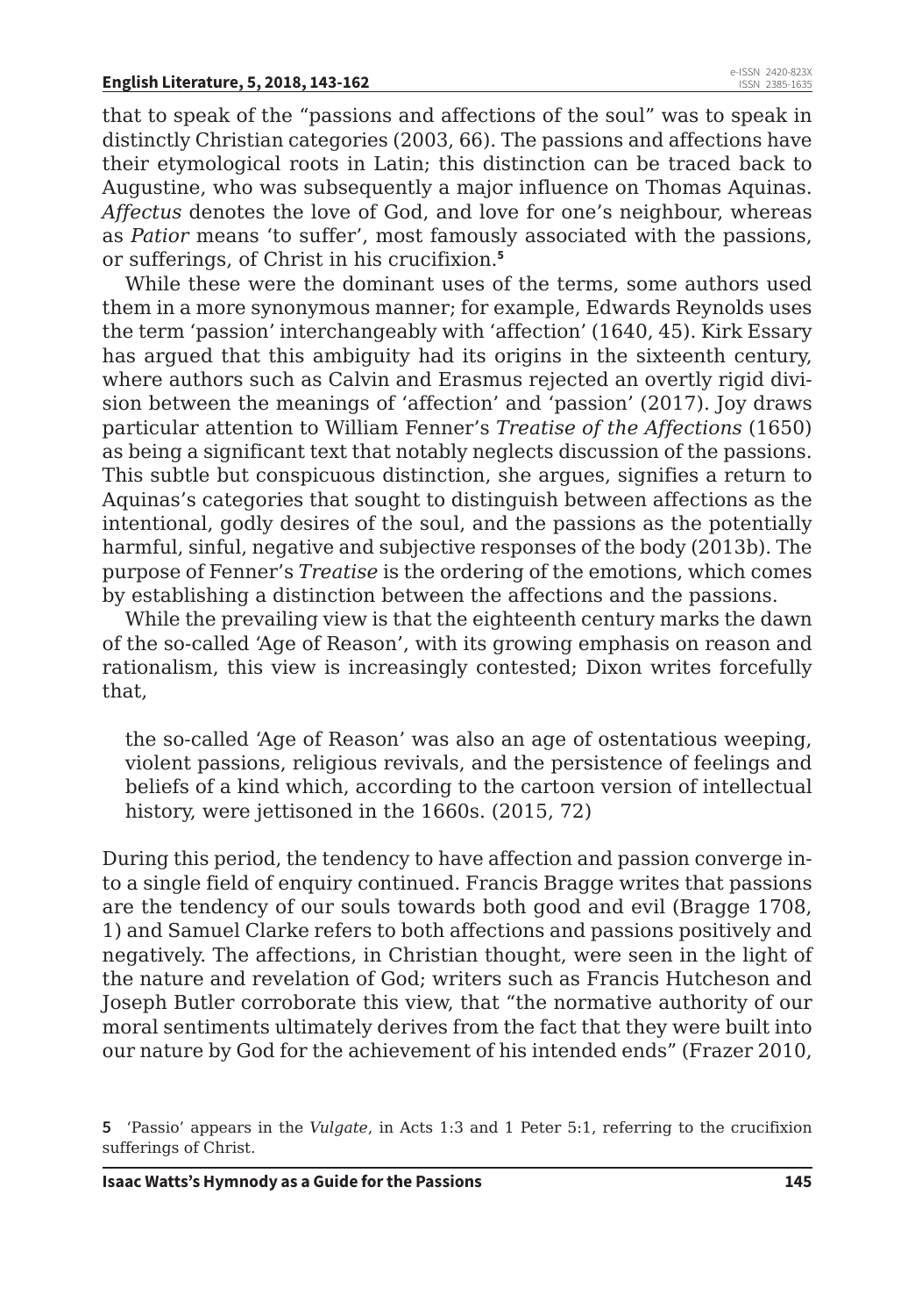that to speak of the "passions and affections of the soul" was to speak in distinctly Christian categories (2003, 66). The passions and affections have their etymological roots in Latin; this distinction can be traced back to Augustine, who was subsequently a major influence on Thomas Aquinas. *Affectus* denotes the love of God, and love for one's neighbour, whereas as *Patior* means 'to suffer', most famously associated with the passions, or sufferings, of Christ in his crucifixion.[5]

While these were the dominant uses of the terms, some authors used them in a more synonymous manner; for example, Edwards Reynolds uses the term 'passion' interchangeably with 'affection' (1640, 45). Kirk Essary has argued that this ambiguity had its origins in the sixteenth century, where authors such as Calvin and Erasmus rejected an overtly rigid division between the meanings of 'affection' and 'passion' (2017). Joy draws particular attention to William Fenner's *Treatise of the Affections* (1650) as being a significant text that notably neglects discussion of the passions. This subtle but conspicuous distinction, she argues, signifies a return to Aquinas's categories that sought to distinguish between affections as the intentional, godly desires of the soul, and the passions as the potentially harmful, sinful, negative and subjective responses of the body (2013b). The purpose of Fenner's *Treatise* is the ordering of the emotions, which comes by establishing a distinction between the affections and the passions.

While the prevailing view is that the eighteenth century marks the dawn of the so-called 'Age of Reason', with its growing emphasis on reason and rationalism, this view is increasingly contested; Dixon writes forcefully that,

> the so-called 'Age of Reason' was also an age of ostentatious weeping, violent passions, religious revivals, and the persistence of feelings and beliefs of a kind which, according to the cartoon version of intellectual history, were jettisoned in the 1660s. (2015, 72)

During this period, the tendency to have affection and passion converge into a single field of enquiry continued. Francis Bragge writes that passions are the tendency of our souls towards both good and evil (Bragge 1708, 1) and Samuel Clarke refers to both affections and passions positively and negatively. The affections, in Christian thought, were seen in the light of the nature and revelation of God; writers such as Francis Hutcheson and Joseph Butler corroborate this view, that "the normative authority of our moral sentiments ultimately derives from the fact that they were built into our nature by God for the achievement of his intended ends" (Frazer 2010,

5 'Passio' appears in the *Vulgate*, in Acts 1:3 and 1 Peter 5:1, referring to the crucifixion sufferings of Christ.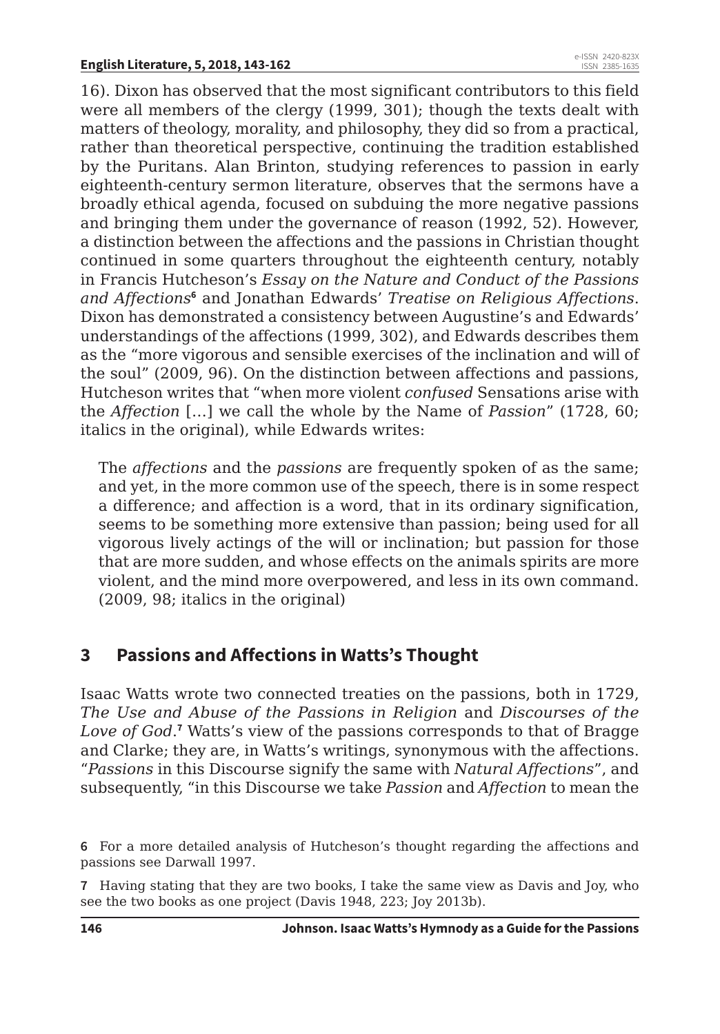16). Dixon has observed that the most significant contributors to this field were all members of the clergy (1999, 301); though the texts dealt with matters of theology, morality, and philosophy, they did so from a practical, rather than theoretical perspective, continuing the tradition established by the Puritans. Alan Brinton, studying references to passion in early eighteenth-century sermon literature, observes that the sermons have a broadly ethical agenda, focused on subduing the more negative passions and bringing them under the governance of reason (1992, 52). However, a distinction between the affections and the passions in Christian thought continued in some quarters throughout the eighteenth century, notably in Francis Hutcheson's *Essay on the Nature and Conduct of the Passions and Affections*[6] and Jonathan Edwards' *Treatise on Religious Affections*. Dixon has demonstrated a consistency between Augustine's and Edwards' understandings of the affections (1999, 302), and Edwards describes them as the "more vigorous and sensible exercises of the inclination and will of the soul" (2009, 96). On the distinction between affections and passions, Hutcheson writes that "when more violent *confused* Sensations arise with the *Affection* […] we call the whole by the Name of *Passion*" (1728, 60; italics in the original), while Edwards writes:

> The *affections* and the *passions* are frequently spoken of as the same; and yet, in the more common use of the speech, there is in some respect a difference; and affection is a word, that in its ordinary signification, seems to be something more extensive than passion; being used for all vigorous lively actings of the will or inclination; but passion for those that are more sudden, and whose effects on the animals spirits are more violent, and the mind more overpowered, and less in its own command. (2009, 98; italics in the original)

## 3 Passions and Affections in Watts's Thought

Isaac Watts wrote two connected treaties on the passions, both in 1729, *The Use and Abuse of the Passions in Religion* and *Discourses of the Love of God*.[7] Watts's view of the passions corresponds to that of Bragge and Clarke; they are, in Watts's writings, synonymous with the affections. "*Passions* in this Discourse signify the same with *Natural Affections*", and subsequently, "in this Discourse we take *Passion* and *Affection* to mean the

6 For a more detailed analysis of Hutcheson's thought regarding the affections and passions see Darwall 1997.

7 Having stating that they are two books, I take the same view as Davis and Joy, who see the two books as one project (Davis 1948, 223; Joy 2013b).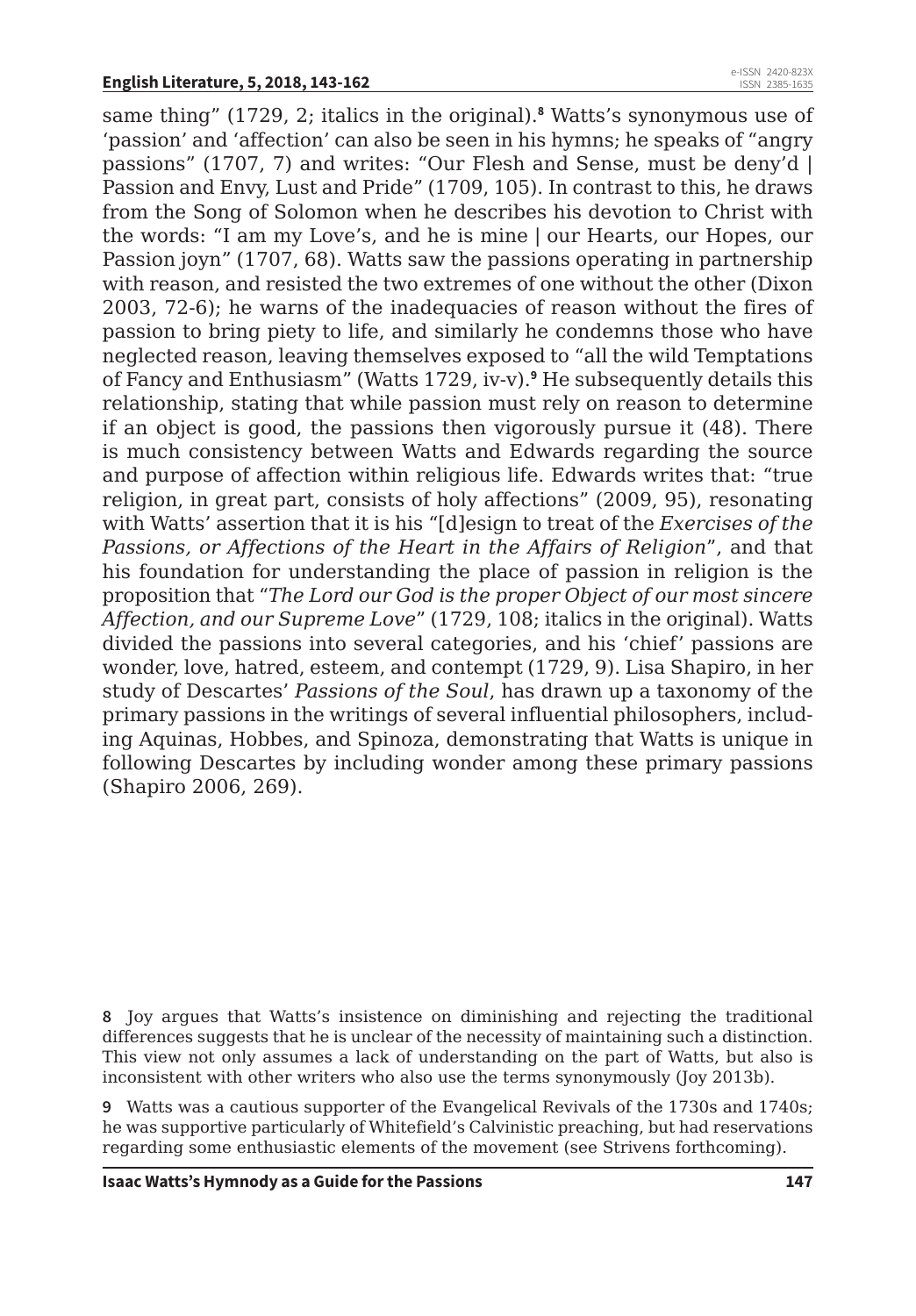same thing" (1729, 2; italics in the original).[8] Watts's synonymous use of 'passion' and 'affection' can also be seen in his hymns; he speaks of "angry passions" (1707, 7) and writes: "Our Flesh and Sense, must be deny'd | Passion and Envy, Lust and Pride" (1709, 105). In contrast to this, he draws from the Song of Solomon when he describes his devotion to Christ with the words: "I am my Love's, and he is mine | our Hearts, our Hopes, our Passion joyn" (1707, 68). Watts saw the passions operating in partnership with reason, and resisted the two extremes of one without the other (Dixon 2003, 72-6); he warns of the inadequacies of reason without the fires of passion to bring piety to life, and similarly he condemns those who have neglected reason, leaving themselves exposed to "all the wild Temptations of Fancy and Enthusiasm" (Watts 1729, iv-v).[9] He subsequently details this relationship, stating that while passion must rely on reason to determine if an object is good, the passions then vigorously pursue it (48). There is much consistency between Watts and Edwards regarding the source and purpose of affection within religious life. Edwards writes that: "true religion, in great part, consists of holy affections" (2009, 95), resonating with Watts' assertion that it is his "[d]esign to treat of the *Exercises of the Passions, or Affections of the Heart in the Affairs of Religion*", and that his foundation for understanding the place of passion in religion is the proposition that "*The Lord our God is the proper Object of our most sincere Affection, and our Supreme Love*" (1729, 108; italics in the original). Watts divided the passions into several categories, and his 'chief' passions are wonder, love, hatred, esteem, and contempt (1729, 9). Lisa Shapiro, in her study of Descartes' *Passions of the Soul*, has drawn up a taxonomy of the primary passions in the writings of several influential philosophers, including Aquinas, Hobbes, and Spinoza, demonstrating that Watts is unique in following Descartes by including wonder among these primary passions (Shapiro 2006, 269).

**8** Joy argues that Watts's insistence on diminishing and rejecting the traditional differences suggests that he is unclear of the necessity of maintaining such a distinction. This view not only assumes a lack of understanding on the part of Watts, but also is inconsistent with other writers who also use the terms synonymously (Joy 2013b).

**9** Watts was a cautious supporter of the Evangelical Revivals of the 1730s and 1740s; he was supportive particularly of Whitefield's Calvinistic preaching, but had reservations regarding some enthusiastic elements of the movement (see Strivens forthcoming).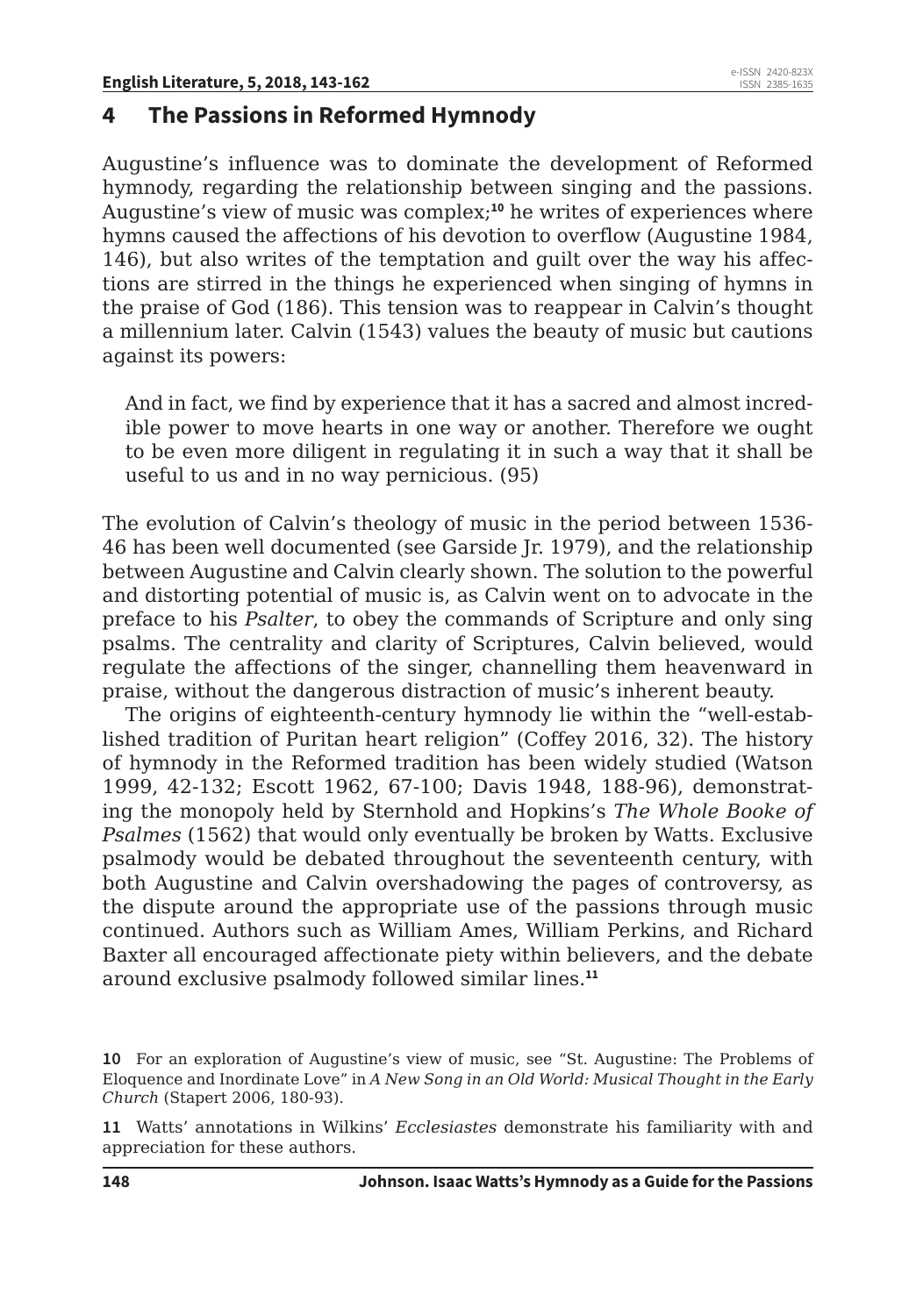## 4 The Passions in Reformed Hymnody

Augustine's influence was to dominate the development of Reformed hymnody, regarding the relationship between singing and the passions. Augustine's view of music was complex;[10] he writes of experiences where hymns caused the affections of his devotion to overflow (Augustine 1984, 146), but also writes of the temptation and guilt over the way his affections are stirred in the things he experienced when singing of hymns in the praise of God (186). This tension was to reappear in Calvin's thought a millennium later. Calvin (1543) values the beauty of music but cautions against its powers:

> And in fact, we find by experience that it has a sacred and almost incredible power to move hearts in one way or another. Therefore we ought to be even more diligent in regulating it in such a way that it shall be useful to us and in no way pernicious. (95)

The evolution of Calvin's theology of music in the period between 1536-46 has been well documented (see Garside Jr. 1979), and the relationship between Augustine and Calvin clearly shown. The solution to the powerful and distorting potential of music is, as Calvin went on to advocate in the preface to his *Psalter*, to obey the commands of Scripture and only sing psalms. The centrality and clarity of Scriptures, Calvin believed, would regulate the affections of the singer, channelling them heavenward in praise, without the dangerous distraction of music's inherent beauty.

The origins of eighteenth-century hymnody lie within the "well-established tradition of Puritan heart religion" (Coffey 2016, 32). The history of hymnody in the Reformed tradition has been widely studied (Watson 1999, 42-132; Escott 1962, 67-100; Davis 1948, 188-96), demonstrating the monopoly held by Sternhold and Hopkins's *The Whole Booke of Psalmes* (1562) that would only eventually be broken by Watts. Exclusive psalmody would be debated throughout the seventeenth century, with both Augustine and Calvin overshadowing the pages of controversy, as the dispute around the appropriate use of the passions through music continued. Authors such as William Ames, William Perkins, and Richard Baxter all encouraged affectionate piety within believers, and the debate around exclusive psalmody followed similar lines.[11]

---

10 For an exploration of Augustine's view of music, see "St. Augustine: The Problems of Eloquence and Inordinate Love" in *A New Song in an Old World: Musical Thought in the Early Church* (Stapert 2006, 180-93).

11 Watts' annotations in Wilkins' *Ecclesiastes* demonstrate his familiarity with and appreciation for these authors.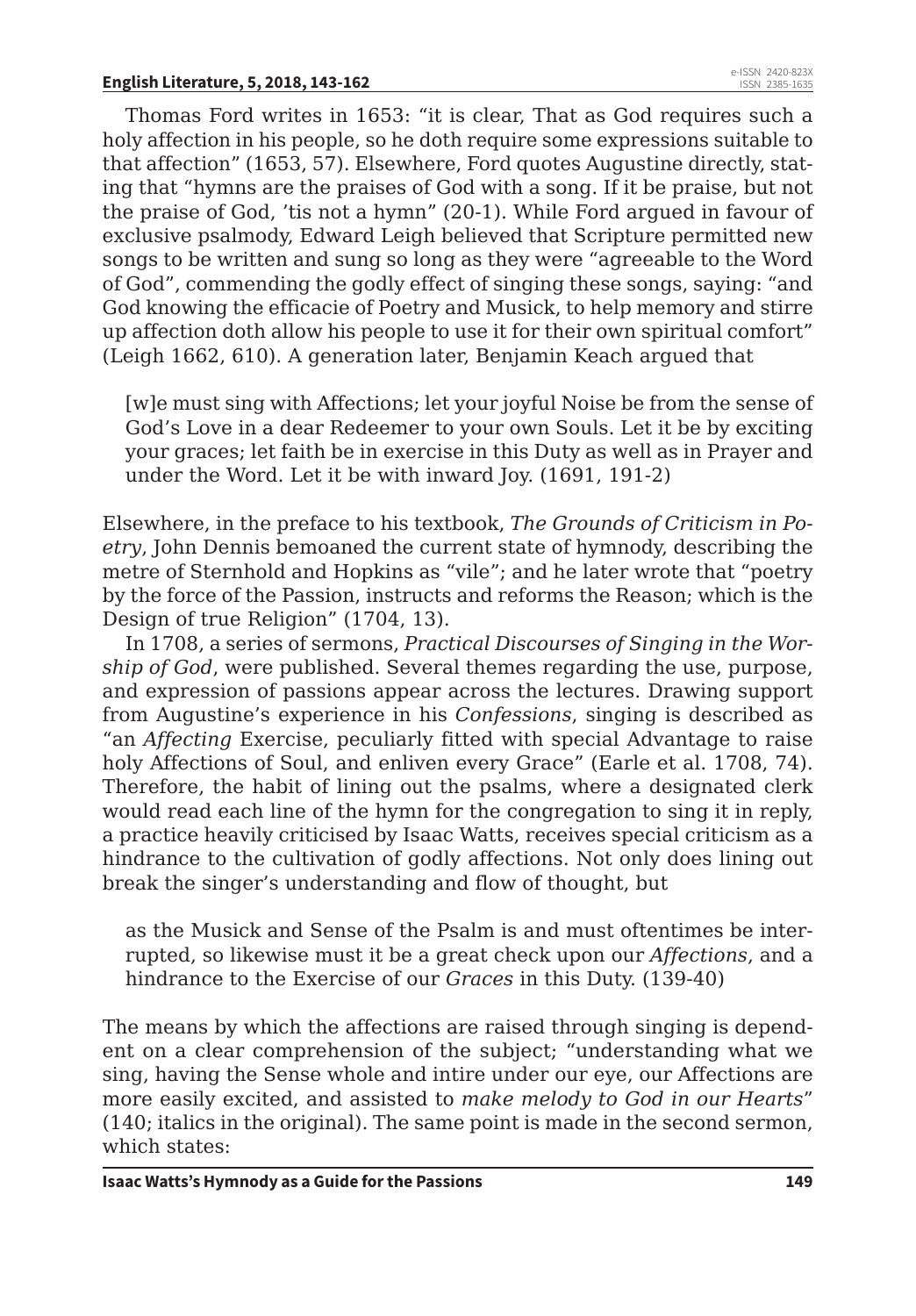Thomas Ford writes in 1653: "it is clear, That as God requires such a holy affection in his people, so he doth require some expressions suitable to that affection" (1653, 57). Elsewhere, Ford quotes Augustine directly, stating that "hymns are the praises of God with a song. If it be praise, but not the praise of God, 'tis not a hymn" (20-1). While Ford argued in favour of exclusive psalmody, Edward Leigh believed that Scripture permitted new songs to be written and sung so long as they were "agreeable to the Word of God", commending the godly effect of singing these songs, saying: "and God knowing the efficacie of Poetry and Musick, to help memory and stirre up affection doth allow his people to use it for their own spiritual comfort" (Leigh 1662, 610). A generation later, Benjamin Keach argued that

> [w]e must sing with Affections; let your joyful Noise be from the sense of God's Love in a dear Redeemer to your own Souls. Let it be by exciting your graces; let faith be in exercise in this Duty as well as in Prayer and under the Word. Let it be with inward Joy. (1691, 191-2)

Elsewhere, in the preface to his textbook, *The Grounds of Criticism in Poetry*, John Dennis bemoaned the current state of hymnody, describing the metre of Sternhold and Hopkins as "vile"; and he later wrote that "poetry by the force of the Passion, instructs and reforms the Reason; which is the Design of true Religion" (1704, 13).

In 1708, a series of sermons, *Practical Discourses of Singing in the Worship of God*, were published. Several themes regarding the use, purpose, and expression of passions appear across the lectures. Drawing support from Augustine's experience in his *Confessions*, singing is described as "an *Affecting* Exercise, peculiarly fitted with special Advantage to raise holy Affections of Soul, and enliven every Grace" (Earle et al. 1708, 74). Therefore, the habit of lining out the psalms, where a designated clerk would read each line of the hymn for the congregation to sing it in reply, a practice heavily criticised by Isaac Watts, receives special criticism as a hindrance to the cultivation of godly affections. Not only does lining out break the singer's understanding and flow of thought, but

> as the Musick and Sense of the Psalm is and must oftentimes be interrupted, so likewise must it be a great check upon our *Affections*, and a hindrance to the Exercise of our *Graces* in this Duty. (139-40)

The means by which the affections are raised through singing is dependent on a clear comprehension of the subject; "understanding what we sing, having the Sense whole and intire under our eye, our Affections are more easily excited, and assisted to *make melody to God in our Hearts*" (140; italics in the original). The same point is made in the second sermon, which states: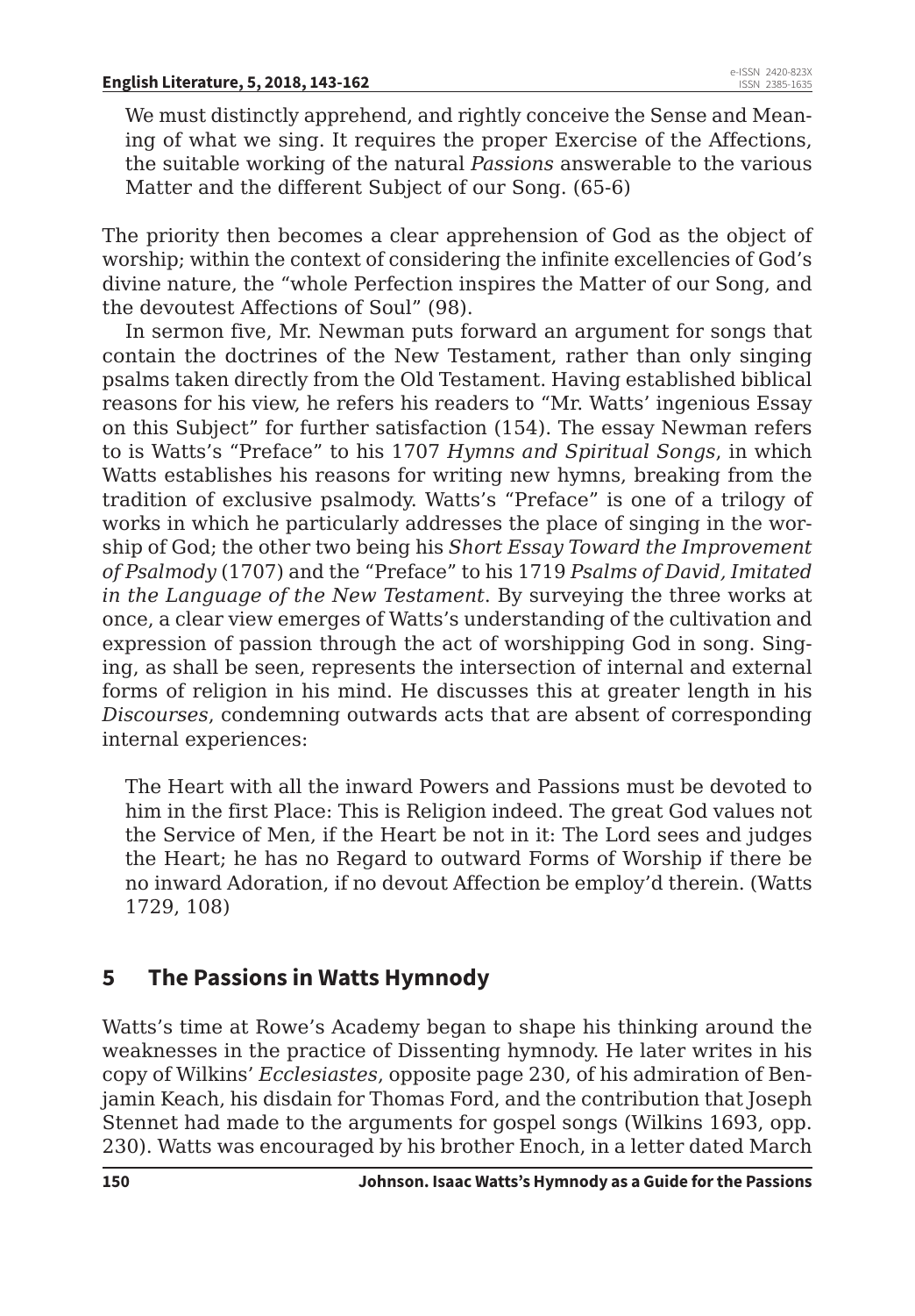> We must distinctly apprehend, and rightly conceive the Sense and Meaning of what we sing. It requires the proper Exercise of the Affections, the suitable working of the natural *Passions* answerable to the various Matter and the different Subject of our Song. (65-6)

The priority then becomes a clear apprehension of God as the object of worship; within the context of considering the infinite excellencies of God's divine nature, the "whole Perfection inspires the Matter of our Song, and the devoutest Affections of Soul" (98).

In sermon five, Mr. Newman puts forward an argument for songs that contain the doctrines of the New Testament, rather than only singing psalms taken directly from the Old Testament. Having established biblical reasons for his view, he refers his readers to "Mr. Watts' ingenious Essay on this Subject" for further satisfaction (154). The essay Newman refers to is Watts's "Preface" to his 1707 *Hymns and Spiritual Songs*, in which Watts establishes his reasons for writing new hymns, breaking from the tradition of exclusive psalmody. Watts's "Preface" is one of a trilogy of works in which he particularly addresses the place of singing in the worship of God; the other two being his *Short Essay Toward the Improvement of Psalmody* (1707) and the "Preface" to his 1719 *Psalms of David, Imitated in the Language of the New Testament*. By surveying the three works at once, a clear view emerges of Watts's understanding of the cultivation and expression of passion through the act of worshipping God in song. Singing, as shall be seen, represents the intersection of internal and external forms of religion in his mind. He discusses this at greater length in his *Discourses*, condemning outwards acts that are absent of corresponding internal experiences:

> The Heart with all the inward Powers and Passions must be devoted to him in the first Place: This is Religion indeed. The great God values not the Service of Men, if the Heart be not in it: The Lord sees and judges the Heart; he has no Regard to outward Forms of Worship if there be no inward Adoration, if no devout Affection be employ'd therein. (Watts 1729, 108)

## 5 The Passions in Watts Hymnody

Watts's time at Rowe's Academy began to shape his thinking around the weaknesses in the practice of Dissenting hymnody. He later writes in his copy of Wilkins' *Ecclesiastes*, opposite page 230, of his admiration of Benjamin Keach, his disdain for Thomas Ford, and the contribution that Joseph Stennet had made to the arguments for gospel songs (Wilkins 1693, opp. 230). Watts was encouraged by his brother Enoch, in a letter dated March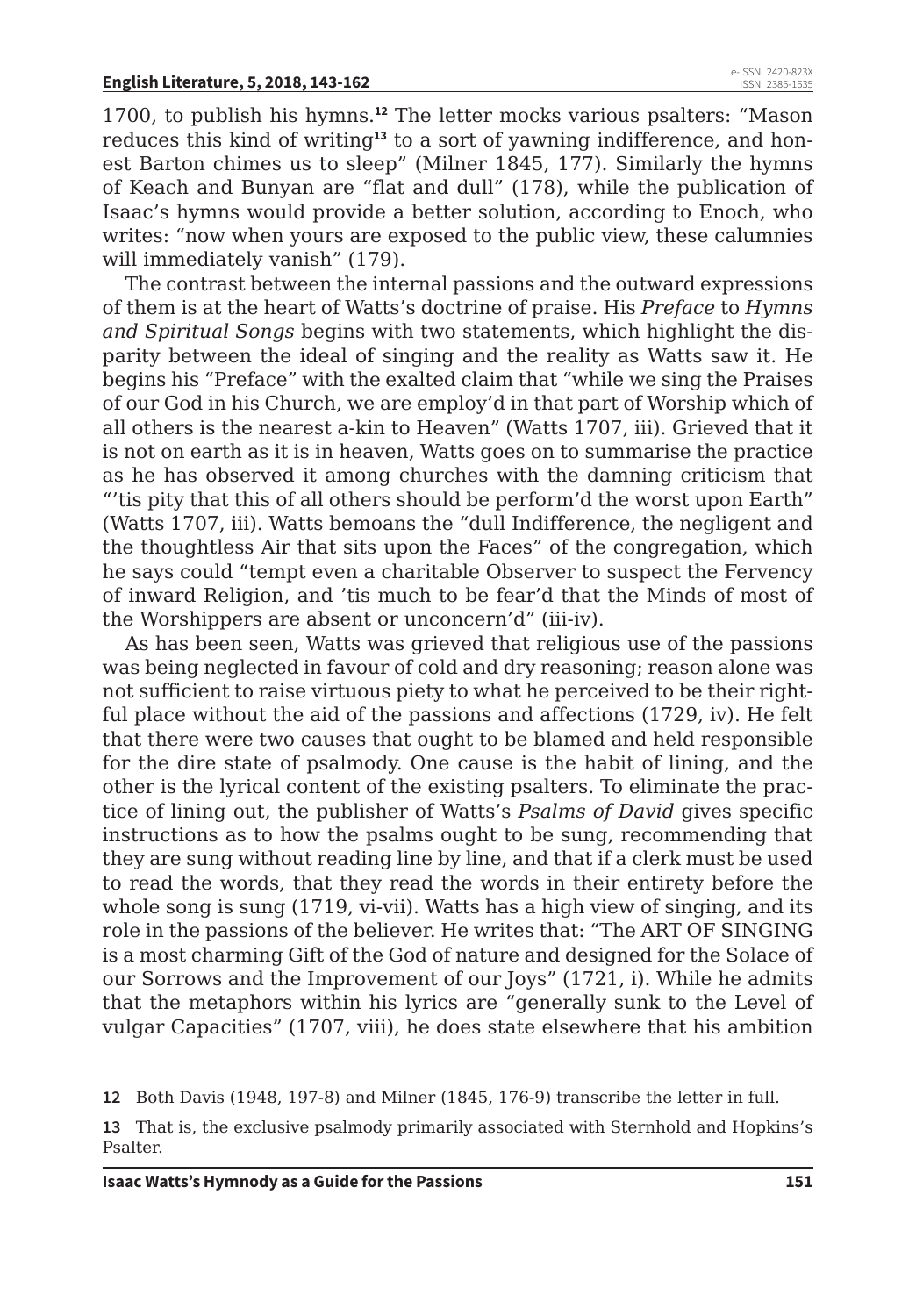1700, to publish his hymns.[12] The letter mocks various psalters: "Mason reduces this kind of writing[13] to a sort of yawning indifference, and honest Barton chimes us to sleep" (Milner 1845, 177). Similarly the hymns of Keach and Bunyan are "flat and dull" (178), while the publication of Isaac's hymns would provide a better solution, according to Enoch, who writes: "now when yours are exposed to the public view, these calumnies will immediately vanish" (179).

The contrast between the internal passions and the outward expressions of them is at the heart of Watts's doctrine of praise. His *Preface* to *Hymns and Spiritual Songs* begins with two statements, which highlight the disparity between the ideal of singing and the reality as Watts saw it. He begins his "Preface" with the exalted claim that "while we sing the Praises of our God in his Church, we are employ'd in that part of Worship which of all others is the nearest a-kin to Heaven" (Watts 1707, iii). Grieved that it is not on earth as it is in heaven, Watts goes on to summarise the practice as he has observed it among churches with the damning criticism that "'tis pity that this of all others should be perform'd the worst upon Earth" (Watts 1707, iii). Watts bemoans the "dull Indifference, the negligent and the thoughtless Air that sits upon the Faces" of the congregation, which he says could "tempt even a charitable Observer to suspect the Fervency of inward Religion, and 'tis much to be fear'd that the Minds of most of the Worshippers are absent or unconcern'd" (iii-iv).

As has been seen, Watts was grieved that religious use of the passions was being neglected in favour of cold and dry reasoning; reason alone was not sufficient to raise virtuous piety to what he perceived to be their rightful place without the aid of the passions and affections (1729, iv). He felt that there were two causes that ought to be blamed and held responsible for the dire state of psalmody. One cause is the habit of lining, and the other is the lyrical content of the existing psalters. To eliminate the practice of lining out, the publisher of Watts's *Psalms of David* gives specific instructions as to how the psalms ought to be sung, recommending that they are sung without reading line by line, and that if a clerk must be used to read the words, that they read the words in their entirety before the whole song is sung (1719, vi-vii). Watts has a high view of singing, and its role in the passions of the believer. He writes that: "The ART OF SINGING is a most charming Gift of the God of nature and designed for the Solace of our Sorrows and the Improvement of our Joys" (1721, i). While he admits that the metaphors within his lyrics are "generally sunk to the Level of vulgar Capacities" (1707, viii), he does state elsewhere that his ambition

12 Both Davis (1948, 197-8) and Milner (1845, 176-9) transcribe the letter in full.

13 That is, the exclusive psalmody primarily associated with Sternhold and Hopkins's Psalter.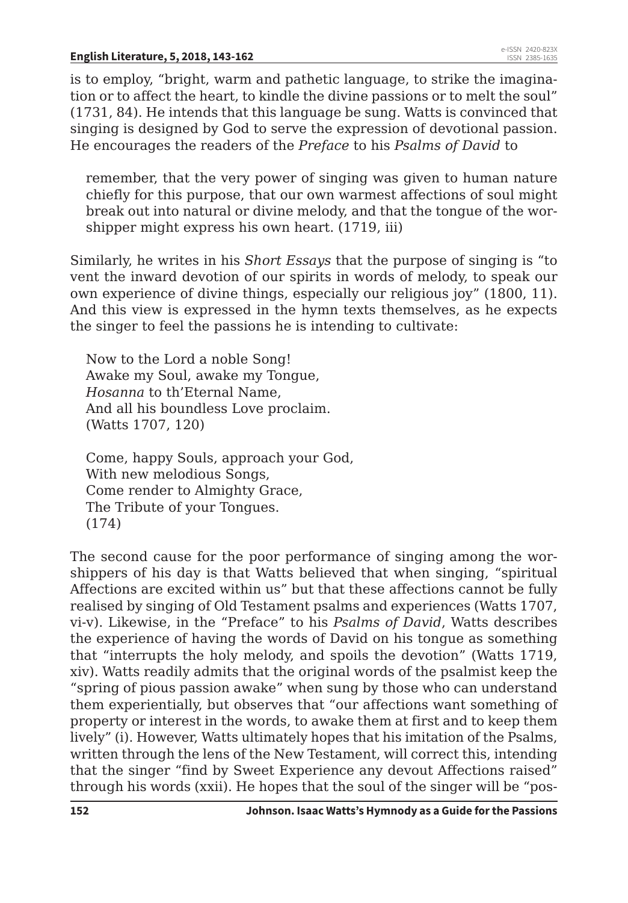is to employ, "bright, warm and pathetic language, to strike the imagination or to affect the heart, to kindle the divine passions or to melt the soul" (1731, 84). He intends that this language be sung. Watts is convinced that singing is designed by God to serve the expression of devotional passion. He encourages the readers of the *Preface* to his *Psalms of David* to

> remember, that the very power of singing was given to human nature chiefly for this purpose, that our own warmest affections of soul might break out into natural or divine melody, and that the tongue of the worshipper might express his own heart. (1719, iii)

Similarly, he writes in his *Short Essays* that the purpose of singing is "to vent the inward devotion of our spirits in words of melody, to speak our own experience of divine things, especially our religious joy" (1800, 11). And this view is expressed in the hymn texts themselves, as he expects the singer to feel the passions he is intending to cultivate:

> Now to the Lord a noble Song!
> Awake my Soul, awake my Tongue,
> *Hosanna* to th'Eternal Name,
> And all his boundless Love proclaim.
> (Watts 1707, 120)

> Come, happy Souls, approach your God,
> With new melodious Songs,
> Come render to Almighty Grace,
> The Tribute of your Tongues.
> (174)

The second cause for the poor performance of singing among the worshippers of his day is that Watts believed that when singing, "spiritual Affections are excited within us" but that these affections cannot be fully realised by singing of Old Testament psalms and experiences (Watts 1707, vi-v). Likewise, in the "Preface" to his *Psalms of David*, Watts describes the experience of having the words of David on his tongue as something that "interrupts the holy melody, and spoils the devotion" (Watts 1719, xiv). Watts readily admits that the original words of the psalmist keep the "spring of pious passion awake" when sung by those who can understand them experientially, but observes that "our affections want something of property or interest in the words, to awake them at first and to keep them lively" (i). However, Watts ultimately hopes that his imitation of the Psalms, written through the lens of the New Testament, will correct this, intending that the singer "find by Sweet Experience any devout Affections raised" through his words (xxii). He hopes that the soul of the singer will be "pos-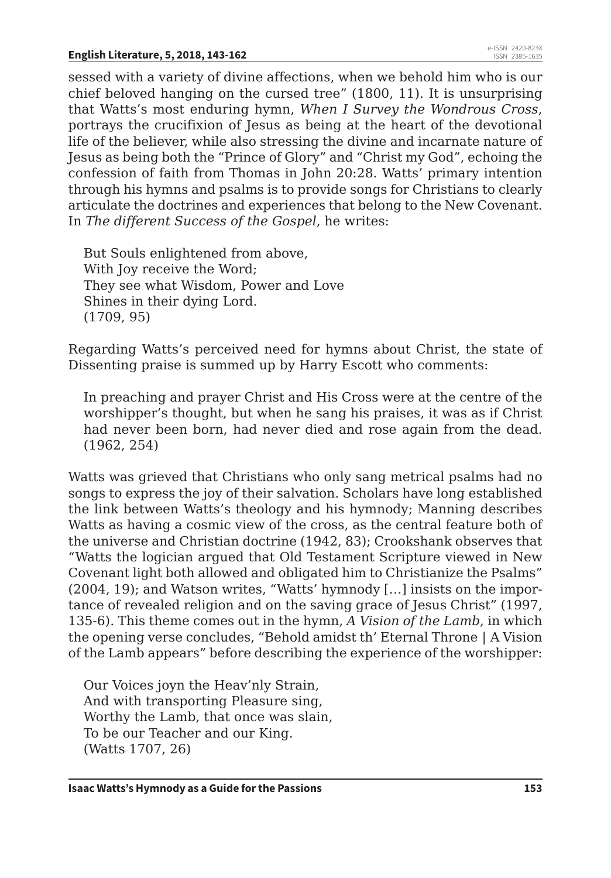sessed with a variety of divine affections, when we behold him who is our chief beloved hanging on the cursed tree" (1800, 11). It is unsurprising that Watts's most enduring hymn, *When I Survey the Wondrous Cross*, portrays the crucifixion of Jesus as being at the heart of the devotional life of the believer, while also stressing the divine and incarnate nature of Jesus as being both the "Prince of Glory" and "Christ my God", echoing the confession of faith from Thomas in John 20:28. Watts' primary intention through his hymns and psalms is to provide songs for Christians to clearly articulate the doctrines and experiences that belong to the New Covenant. In *The different Success of the Gospel*, he writes:

> But Souls enlightened from above,  
> With Joy receive the Word;  
> They see what Wisdom, Power and Love  
> Shines in their dying Lord.  
> (1709, 95)

Regarding Watts's perceived need for hymns about Christ, the state of Dissenting praise is summed up by Harry Escott who comments:

> In preaching and prayer Christ and His Cross were at the centre of the worshipper's thought, but when he sang his praises, it was as if Christ had never been born, had never died and rose again from the dead. (1962, 254)

Watts was grieved that Christians who only sang metrical psalms had no songs to express the joy of their salvation. Scholars have long established the link between Watts's theology and his hymnody; Manning describes Watts as having a cosmic view of the cross, as the central feature both of the universe and Christian doctrine (1942, 83); Crookshank observes that "Watts the logician argued that Old Testament Scripture viewed in New Covenant light both allowed and obligated him to Christianize the Psalms" (2004, 19); and Watson writes, "Watts' hymnody […] insists on the importance of revealed religion and on the saving grace of Jesus Christ" (1997, 135-6). This theme comes out in the hymn, *A Vision of the Lamb*, in which the opening verse concludes, "Behold amidst th' Eternal Throne | A Vision of the Lamb appears" before describing the experience of the worshipper:

> Our Voices joyn the Heav'nly Strain,  
> And with transporting Pleasure sing,  
> Worthy the Lamb, that once was slain,  
> To be our Teacher and our King.  
> (Watts 1707, 26)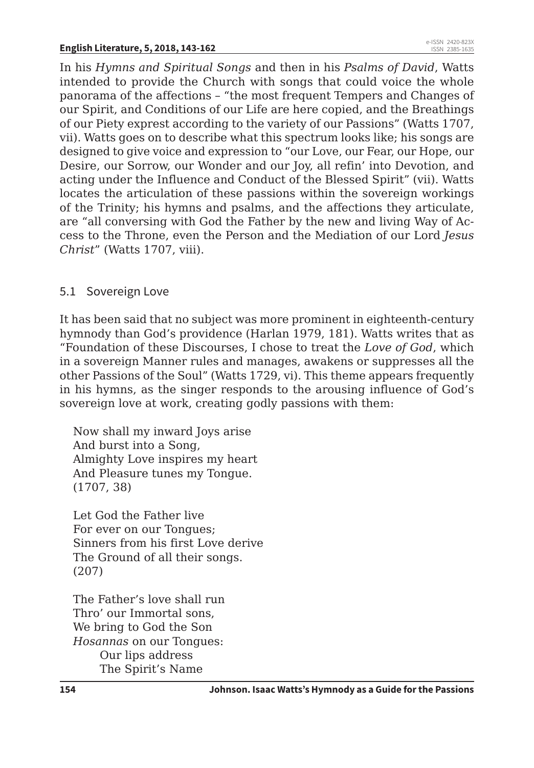In his *Hymns and Spiritual Songs* and then in his *Psalms of David*, Watts intended to provide the Church with songs that could voice the whole panorama of the affections – "the most frequent Tempers and Changes of our Spirit, and Conditions of our Life are here copied, and the Breathings of our Piety exprest according to the variety of our Passions" (Watts 1707, vii). Watts goes on to describe what this spectrum looks like; his songs are designed to give voice and expression to "our Love, our Fear, our Hope, our Desire, our Sorrow, our Wonder and our Joy, all refin' into Devotion, and acting under the Influence and Conduct of the Blessed Spirit" (vii). Watts locates the articulation of these passions within the sovereign workings of the Trinity; his hymns and psalms, and the affections they articulate, are "all conversing with God the Father by the new and living Way of Access to the Throne, even the Person and the Mediation of our Lord *Jesus Christ*" (Watts 1707, viii).

## 5.1 Sovereign Love

It has been said that no subject was more prominent in eighteenth-century hymnody than God's providence (Harlan 1979, 181). Watts writes that as "Foundation of these Discourses, I chose to treat the *Love of God*, which in a sovereign Manner rules and manages, awakens or suppresses all the other Passions of the Soul" (Watts 1729, vi). This theme appears frequently in his hymns, as the singer responds to the arousing influence of God's sovereign love at work, creating godly passions with them:

> Now shall my inward Joys arise  
> And burst into a Song,  
> Almighty Love inspires my heart  
> And Pleasure tunes my Tongue.  
> (1707, 38)

> Let God the Father live  
> For ever on our Tongues;  
> Sinners from his first Love derive  
> The Ground of all their songs.  
> (207)

> The Father's love shall run  
> Thro' our Immortal sons,  
> We bring to God the Son  
> *Hosannas* on our Tongues:  
> Our lips address  
> The Spirit's Name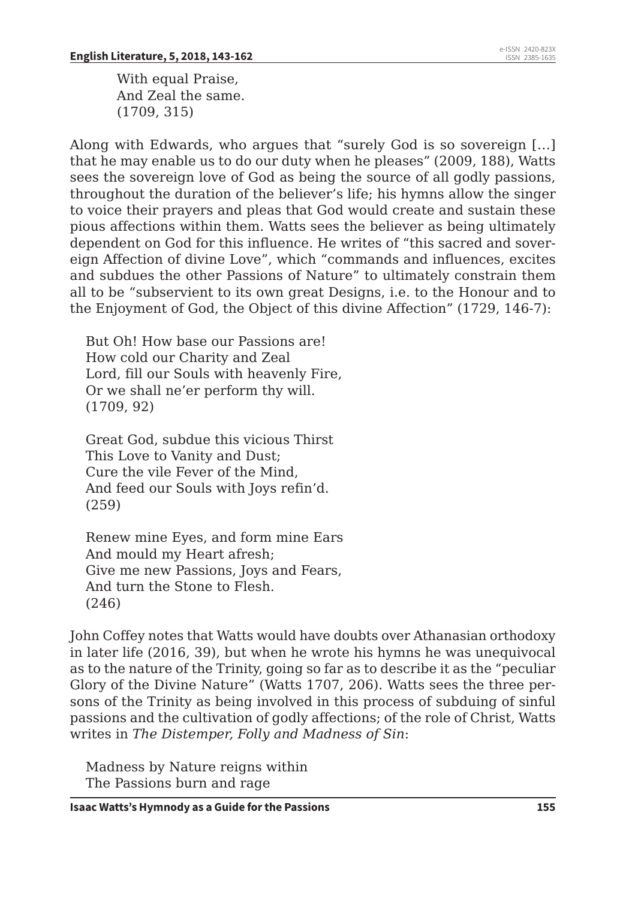With equal Praise,  
And Zeal the same.  
(1709, 315)

Along with Edwards, who argues that "surely God is so sovereign […] that he may enable us to do our duty when he pleases" (2009, 188), Watts sees the sovereign love of God as being the source of all godly passions, throughout the duration of the believer's life; his hymns allow the singer to voice their prayers and pleas that God would create and sustain these pious affections within them. Watts sees the believer as being ultimately dependent on God for this influence. He writes of "this sacred and sovereign Affection of divine Love", which "commands and influences, excites and subdues the other Passions of Nature" to ultimately constrain them all to be "subservient to its own great Designs, i.e. to the Honour and to the Enjoyment of God, the Object of this divine Affection" (1729, 146-7):

> But Oh! How base our Passions are!  
> How cold our Charity and Zeal  
> Lord, fill our Souls with heavenly Fire,  
> Or we shall ne'er perform thy will.  
> (1709, 92)
>
> Great God, subdue this vicious Thirst  
> This Love to Vanity and Dust;  
> Cure the vile Fever of the Mind,  
> And feed our Souls with Joys refin'd.  
> (259)
>
> Renew mine Eyes, and form mine Ears  
> And mould my Heart afresh;  
> Give me new Passions, Joys and Fears,  
> And turn the Stone to Flesh.  
> (246)

John Coffey notes that Watts would have doubts over Athanasian orthodoxy in later life (2016, 39), but when he wrote his hymns he was unequivocal as to the nature of the Trinity, going so far as to describe it as the "peculiar Glory of the Divine Nature" (Watts 1707, 206). Watts sees the three persons of the Trinity as being involved in this process of subduing of sinful passions and the cultivation of godly affections; of the role of Christ, Watts writes in *The Distemper, Folly and Madness of Sin*:

> Madness by Nature reigns within  
> The Passions burn and rage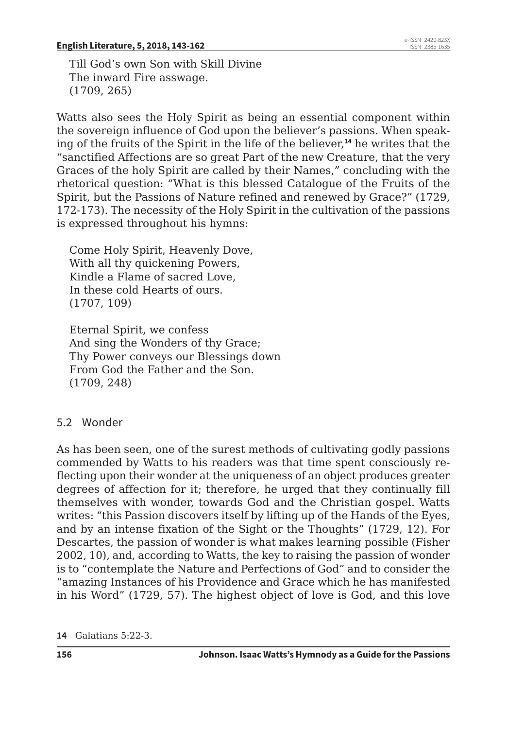Till God's own Son with Skill Divine  
The inward Fire asswage.  
(1709, 265)

Watts also sees the Holy Spirit as being an essential component within the sovereign influence of God upon the believer's passions. When speaking of the fruits of the Spirit in the life of the believer,[14] he writes that the "sanctified Affections are so great Part of the new Creature, that the very Graces of the holy Spirit are called by their Names," concluding with the rhetorical question: "What is this blessed Catalogue of the Fruits of the Spirit, but the Passions of Nature refined and renewed by Grace?" (1729, 172-173). The necessity of the Holy Spirit in the cultivation of the passions is expressed throughout his hymns:

Come Holy Spirit, Heavenly Dove,  
With all thy quickening Powers,  
Kindle a Flame of sacred Love,  
In these cold Hearts of ours.  
(1707, 109)

Eternal Spirit, we confess  
And sing the Wonders of thy Grace;  
Thy Power conveys our Blessings down  
From God the Father and the Son.  
(1709, 248)

### 5.2 Wonder

As has been seen, one of the surest methods of cultivating godly passions commended by Watts to his readers was that time spent consciously reflecting upon their wonder at the uniqueness of an object produces greater degrees of affection for it; therefore, he urged that they continually fill themselves with wonder, towards God and the Christian gospel. Watts writes: "this Passion discovers itself by lifting up of the Hands of the Eyes, and by an intense fixation of the Sight or the Thoughts" (1729, 12). For Descartes, the passion of wonder is what makes learning possible (Fisher 2002, 10), and, according to Watts, the key to raising the passion of wonder is to "contemplate the Nature and Perfections of God" and to consider the "amazing Instances of his Providence and Grace which he has manifested in his Word" (1729, 57). The highest object of love is God, and this love

14 Galatians 5:22-3.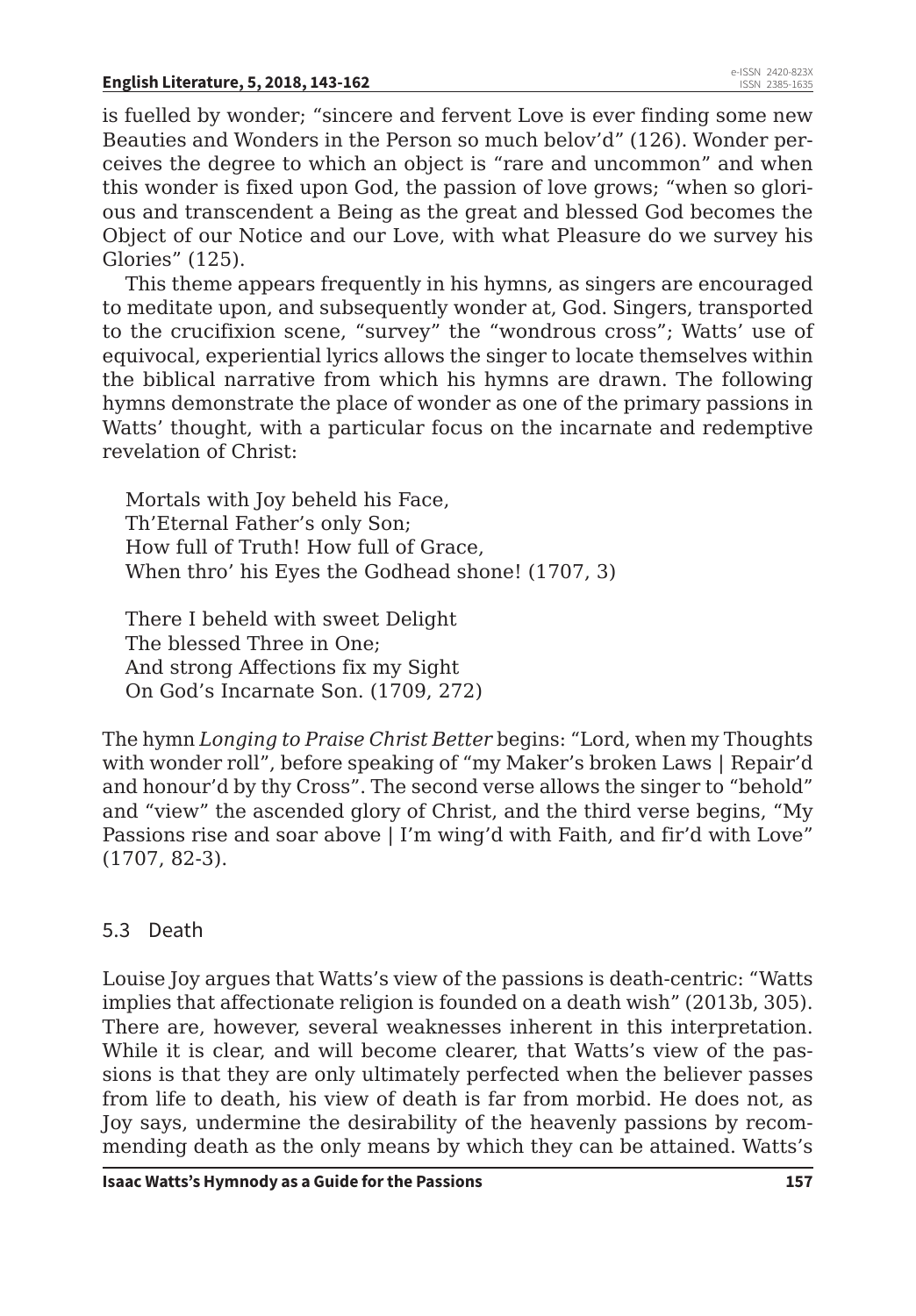is fuelled by wonder; "sincere and fervent Love is ever finding some new Beauties and Wonders in the Person so much belov'd" (126). Wonder perceives the degree to which an object is "rare and uncommon" and when this wonder is fixed upon God, the passion of love grows; "when so glorious and transcendent a Being as the great and blessed God becomes the Object of our Notice and our Love, with what Pleasure do we survey his Glories" (125).

This theme appears frequently in his hymns, as singers are encouraged to meditate upon, and subsequently wonder at, God. Singers, transported to the crucifixion scene, "survey" the "wondrous cross"; Watts' use of equivocal, experiential lyrics allows the singer to locate themselves within the biblical narrative from which his hymns are drawn. The following hymns demonstrate the place of wonder as one of the primary passions in Watts' thought, with a particular focus on the incarnate and redemptive revelation of Christ:

> Mortals with Joy beheld his Face,
> Th'Eternal Father's only Son;
> How full of Truth! How full of Grace,
> When thro' his Eyes the Godhead shone! (1707, 3)

> There I beheld with sweet Delight
> The blessed Three in One;
> And strong Affections fix my Sight
> On God's Incarnate Son. (1709, 272)

The hymn *Longing to Praise Christ Better* begins: "Lord, when my Thoughts with wonder roll", before speaking of "my Maker's broken Laws | Repair'd and honour'd by thy Cross". The second verse allows the singer to "behold" and "view" the ascended glory of Christ, and the third verse begins, "My Passions rise and soar above | I'm wing'd with Faith, and fir'd with Love" (1707, 82-3).

### 5.3 Death

Louise Joy argues that Watts's view of the passions is death-centric: "Watts implies that affectionate religion is founded on a death wish" (2013b, 305). There are, however, several weaknesses inherent in this interpretation. While it is clear, and will become clearer, that Watts's view of the passions is that they are only ultimately perfected when the believer passes from life to death, his view of death is far from morbid. He does not, as Joy says, undermine the desirability of the heavenly passions by recommending death as the only means by which they can be attained. Watts's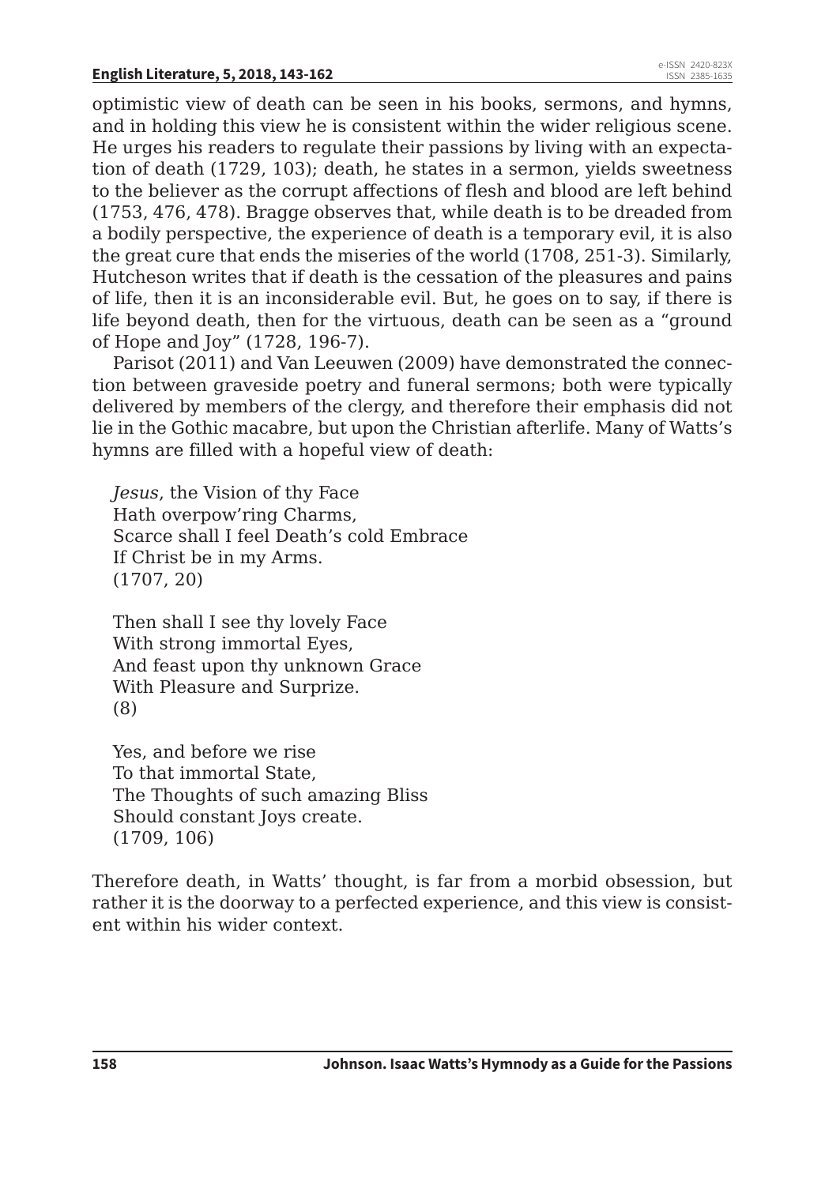optimistic view of death can be seen in his books, sermons, and hymns, and in holding this view he is consistent within the wider religious scene. He urges his readers to regulate their passions by living with an expectation of death (1729, 103); death, he states in a sermon, yields sweetness to the believer as the corrupt affections of flesh and blood are left behind (1753, 476, 478). Bragge observes that, while death is to be dreaded from a bodily perspective, the experience of death is a temporary evil, it is also the great cure that ends the miseries of the world (1708, 251-3). Similarly, Hutcheson writes that if death is the cessation of the pleasures and pains of life, then it is an inconsiderable evil. But, he goes on to say, if there is life beyond death, then for the virtuous, death can be seen as a "ground of Hope and Joy" (1728, 196-7).

Parisot (2011) and Van Leeuwen (2009) have demonstrated the connection between graveside poetry and funeral sermons; both were typically delivered by members of the clergy, and therefore their emphasis did not lie in the Gothic macabre, but upon the Christian afterlife. Many of Watts's hymns are filled with a hopeful view of death:

> *Jesus*, the Vision of thy Face  
> Hath overpow'ring Charms,  
> Scarce shall I feel Death's cold Embrace  
> If Christ be in my Arms.  
> (1707, 20)
>
> Then shall I see thy lovely Face  
> With strong immortal Eyes,  
> And feast upon thy unknown Grace  
> With Pleasure and Surprize.  
> (8)
>
> Yes, and before we rise  
> To that immortal State,  
> The Thoughts of such amazing Bliss  
> Should constant Joys create.  
> (1709, 106)

Therefore death, in Watts' thought, is far from a morbid obsession, but rather it is the doorway to a perfected experience, and this view is consistent within his wider context.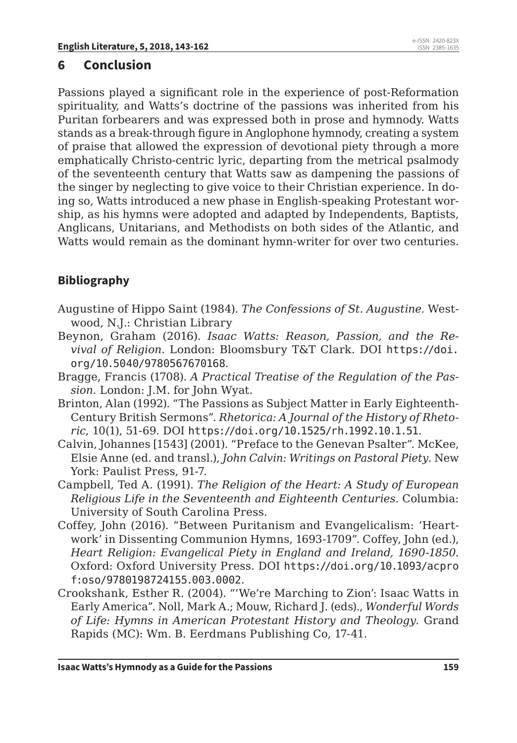## 6 Conclusion

Passions played a significant role in the experience of post-Reformation spirituality, and Watts's doctrine of the passions was inherited from his Puritan forbearers and was expressed both in prose and hymnody. Watts stands as a break-through figure in Anglophone hymnody, creating a system of praise that allowed the expression of devotional piety through a more emphatically Christo-centric lyric, departing from the metrical psalmody of the seventeenth century that Watts saw as dampening the passions of the singer by neglecting to give voice to their Christian experience. In doing so, Watts introduced a new phase in English-speaking Protestant worship, as his hymns were adopted and adapted by Independents, Baptists, Anglicans, Unitarians, and Methodists on both sides of the Atlantic, and Watts would remain as the dominant hymn-writer for over two centuries.

## Bibliography

Augustine of Hippo Saint (1984). *The Confessions of St. Augustine*. Westwood, N.J.: Christian Library

Beynon, Graham (2016). *Isaac Watts: Reason, Passion, and the Revival of Religion*. London: Bloomsbury T&T Clark. DOI https://doi.org/10.5040/9780567670168.

Bragge, Francis (1708). *A Practical Treatise of the Regulation of the Passion*. London: J.M. for John Wyat.

Brinton, Alan (1992). "The Passions as Subject Matter in Early Eighteenth-Century British Sermons". *Rhetorica: A Journal of the History of Rhetoric*, 10(1), 51-69. DOI https://doi.org/10.1525/rh.1992.10.1.51.

Calvin, Johannes [1543] (2001). "Preface to the Genevan Psalter". McKee, Elsie Anne (ed. and transl.), *John Calvin: Writings on Pastoral Piety*. New York: Paulist Press, 91-7.

Campbell, Ted A. (1991). *The Religion of the Heart: A Study of European Religious Life in the Seventeenth and Eighteenth Centuries*. Columbia: University of South Carolina Press.

Coffey, John (2016). "Between Puritanism and Evangelicalism: 'Heart-work' in Dissenting Communion Hymns, 1693-1709". Coffey, John (ed.), *Heart Religion: Evangelical Piety in England and Ireland, 1690-1850*. Oxford: Oxford University Press. DOI https://doi.org/10.1093/acprof:oso/9780198724155.003.0002.

Crookshank, Esther R. (2004). "'We're Marching to Zion': Isaac Watts in Early America". Noll, Mark A.; Mouw, Richard J. (eds)., *Wonderful Words of Life: Hymns in American Protestant History and Theology*. Grand Rapids (MC): Wm. B. Eerdmans Publishing Co, 17-41.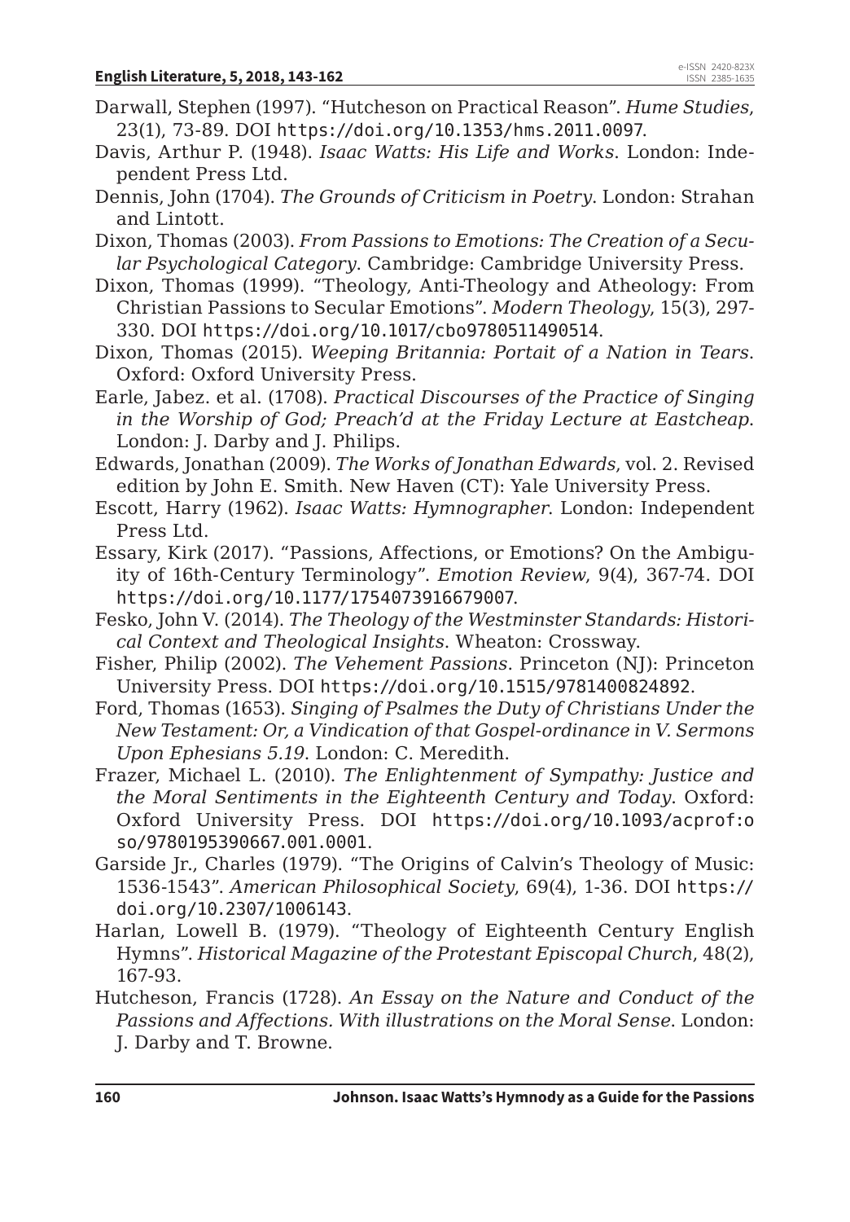Darwall, Stephen (1997). "Hutcheson on Practical Reason". *Hume Studies*, 23(1), 73-89. DOI https://doi.org/10.1353/hms.2011.0097.

Davis, Arthur P. (1948). *Isaac Watts: His Life and Works*. London: Independent Press Ltd.

Dennis, John (1704). *The Grounds of Criticism in Poetry*. London: Strahan and Lintott.

Dixon, Thomas (2003). *From Passions to Emotions: The Creation of a Secular Psychological Category*. Cambridge: Cambridge University Press.

Dixon, Thomas (1999). "Theology, Anti-Theology and Atheology: From Christian Passions to Secular Emotions". *Modern Theology*, 15(3), 297-330. DOI https://doi.org/10.1017/cbo9780511490514.

Dixon, Thomas (2015). *Weeping Britannia: Portait of a Nation in Tears*. Oxford: Oxford University Press.

Earle, Jabez. et al. (1708). *Practical Discourses of the Practice of Singing in the Worship of God; Preach'd at the Friday Lecture at Eastcheap*. London: J. Darby and J. Philips.

Edwards, Jonathan (2009). *The Works of Jonathan Edwards*, vol. 2. Revised edition by John E. Smith. New Haven (CT): Yale University Press.

Escott, Harry (1962). *Isaac Watts: Hymnographer*. London: Independent Press Ltd.

Essary, Kirk (2017). "Passions, Affections, or Emotions? On the Ambiguity of 16th-Century Terminology". *Emotion Review*, 9(4), 367-74. DOI https://doi.org/10.1177/1754073916679007.

Fesko, John V. (2014). *The Theology of the Westminster Standards: Historical Context and Theological Insights*. Wheaton: Crossway.

Fisher, Philip (2002). *The Vehement Passions*. Princeton (NJ): Princeton University Press. DOI https://doi.org/10.1515/9781400824892.

Ford, Thomas (1653). *Singing of Psalmes the Duty of Christians Under the New Testament: Or, a Vindication of that Gospel-ordinance in V. Sermons Upon Ephesians 5.19*. London: C. Meredith.

Frazer, Michael L. (2010). *The Enlightenment of Sympathy: Justice and the Moral Sentiments in the Eighteenth Century and Today*. Oxford: Oxford University Press. DOI https://doi.org/10.1093/acprof:oso/9780195390667.001.0001.

Garside Jr., Charles (1979). "The Origins of Calvin's Theology of Music: 1536-1543". *American Philosophical Society*, 69(4), 1-36. DOI https://doi.org/10.2307/1006143.

Harlan, Lowell B. (1979). "Theology of Eighteenth Century English Hymns". *Historical Magazine of the Protestant Episcopal Church*, 48(2), 167-93.

Hutcheson, Francis (1728). *An Essay on the Nature and Conduct of the Passions and Affections. With illustrations on the Moral Sense*. London: J. Darby and T. Browne.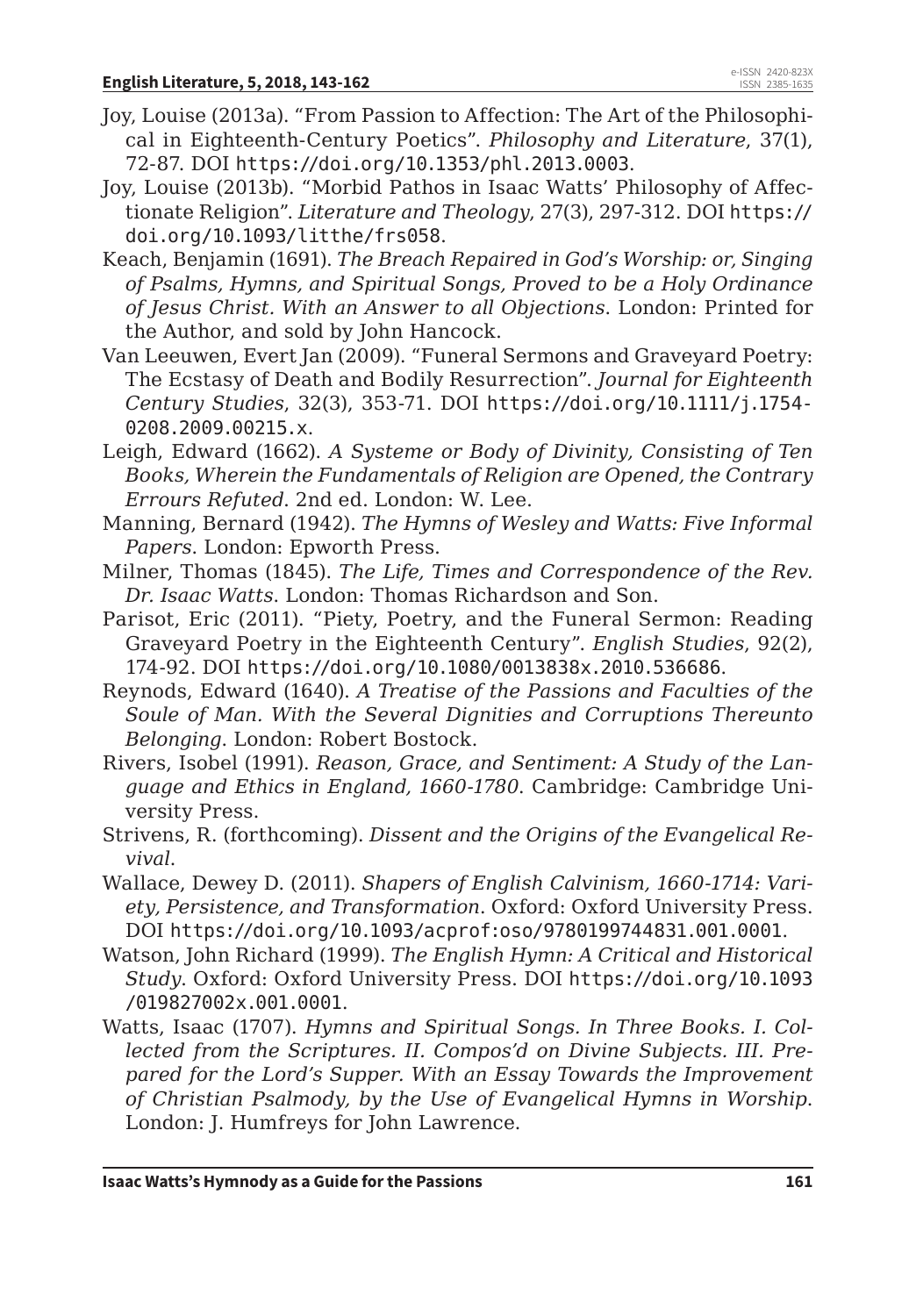Joy, Louise (2013a). "From Passion to Affection: The Art of the Philosophical in Eighteenth-Century Poetics". *Philosophy and Literature*, 37(1), 72-87. DOI https://doi.org/10.1353/phl.2013.0003.

Joy, Louise (2013b). "Morbid Pathos in Isaac Watts' Philosophy of Affectionate Religion". *Literature and Theology*, 27(3), 297-312. DOI https://doi.org/10.1093/litthe/frs058.

Keach, Benjamin (1691). *The Breach Repaired in God's Worship: or, Singing of Psalms, Hymns, and Spiritual Songs, Proved to be a Holy Ordinance of Jesus Christ. With an Answer to all Objections*. London: Printed for the Author, and sold by John Hancock.

Van Leeuwen, Evert Jan (2009). "Funeral Sermons and Graveyard Poetry: The Ecstasy of Death and Bodily Resurrection". *Journal for Eighteenth Century Studies*, 32(3), 353-71. DOI https://doi.org/10.1111/j.1754-0208.2009.00215.x.

Leigh, Edward (1662). *A Systeme or Body of Divinity, Consisting of Ten Books, Wherein the Fundamentals of Religion are Opened, the Contrary Errours Refuted*. 2nd ed. London: W. Lee.

Manning, Bernard (1942). *The Hymns of Wesley and Watts: Five Informal Papers*. London: Epworth Press.

Milner, Thomas (1845). *The Life, Times and Correspondence of the Rev. Dr. Isaac Watts*. London: Thomas Richardson and Son.

Parisot, Eric (2011). "Piety, Poetry, and the Funeral Sermon: Reading Graveyard Poetry in the Eighteenth Century". *English Studies*, 92(2), 174-92. DOI https://doi.org/10.1080/0013838x.2010.536686.

Reynods, Edward (1640). *A Treatise of the Passions and Faculties of the Soule of Man. With the Several Dignities and Corruptions Thereunto Belonging*. London: Robert Bostock.

Rivers, Isobel (1991). *Reason, Grace, and Sentiment: A Study of the Language and Ethics in England, 1660-1780*. Cambridge: Cambridge University Press.

Strivens, R. (forthcoming). *Dissent and the Origins of the Evangelical Revival*.

Wallace, Dewey D. (2011). *Shapers of English Calvinism, 1660-1714: Variety, Persistence, and Transformation*. Oxford: Oxford University Press. DOI https://doi.org/10.1093/acprof:oso/9780199744831.001.0001.

Watson, John Richard (1999). *The English Hymn: A Critical and Historical Study*. Oxford: Oxford University Press. DOI https://doi.org/10.1093/019827002x.001.0001.

Watts, Isaac (1707). *Hymns and Spiritual Songs. In Three Books. I. Collected from the Scriptures. II. Compos'd on Divine Subjects. III. Prepared for the Lord's Supper. With an Essay Towards the Improvement of Christian Psalmody, by the Use of Evangelical Hymns in Worship*. London: J. Humfreys for John Lawrence.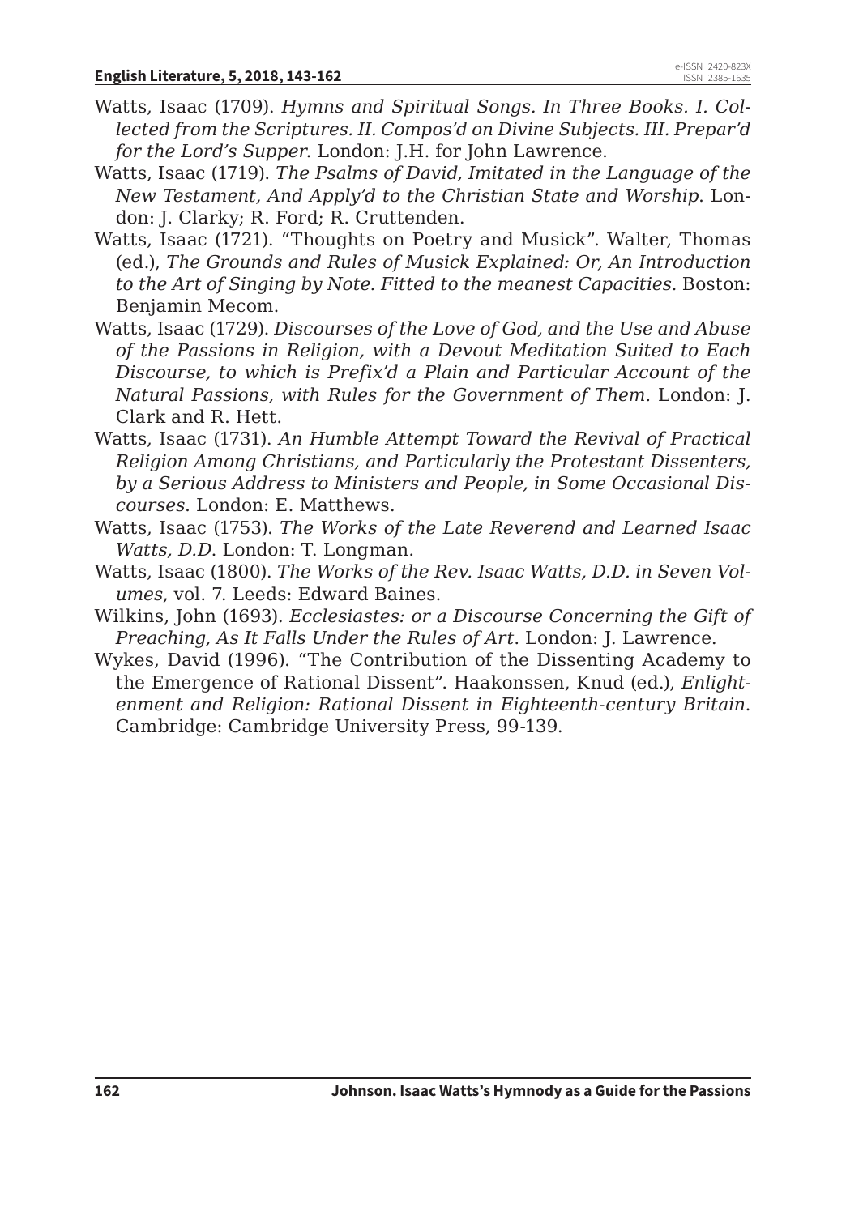Watts, Isaac (1709). *Hymns and Spiritual Songs. In Three Books. I. Collected from the Scriptures. II. Compos'd on Divine Subjects. III. Prepar'd for the Lord's Supper*. London: J.H. for John Lawrence.

Watts, Isaac (1719). *The Psalms of David, Imitated in the Language of the New Testament, And Apply'd to the Christian State and Worship*. London: J. Clarky; R. Ford; R. Cruttenden.

Watts, Isaac (1721). "Thoughts on Poetry and Musick". Walter, Thomas (ed.), *The Grounds and Rules of Musick Explained: Or, An Introduction to the Art of Singing by Note. Fitted to the meanest Capacities*. Boston: Benjamin Mecom.

Watts, Isaac (1729). *Discourses of the Love of God, and the Use and Abuse of the Passions in Religion, with a Devout Meditation Suited to Each Discourse, to which is Prefix'd a Plain and Particular Account of the Natural Passions, with Rules for the Government of Them*. London: J. Clark and R. Hett.

Watts, Isaac (1731). *An Humble Attempt Toward the Revival of Practical Religion Among Christians, and Particularly the Protestant Dissenters, by a Serious Address to Ministers and People, in Some Occasional Discourses*. London: E. Matthews.

Watts, Isaac (1753). *The Works of the Late Reverend and Learned Isaac Watts, D.D*. London: T. Longman.

Watts, Isaac (1800). *The Works of the Rev. Isaac Watts, D.D. in Seven Volumes*, vol. 7. Leeds: Edward Baines.

Wilkins, John (1693). *Ecclesiastes: or a Discourse Concerning the Gift of Preaching, As It Falls Under the Rules of Art*. London: J. Lawrence.

Wykes, David (1996). "The Contribution of the Dissenting Academy to the Emergence of Rational Dissent". Haakonssen, Knud (ed.), *Enlightenment and Religion: Rational Dissent in Eighteenth-century Britain*. Cambridge: Cambridge University Press, 99-139.